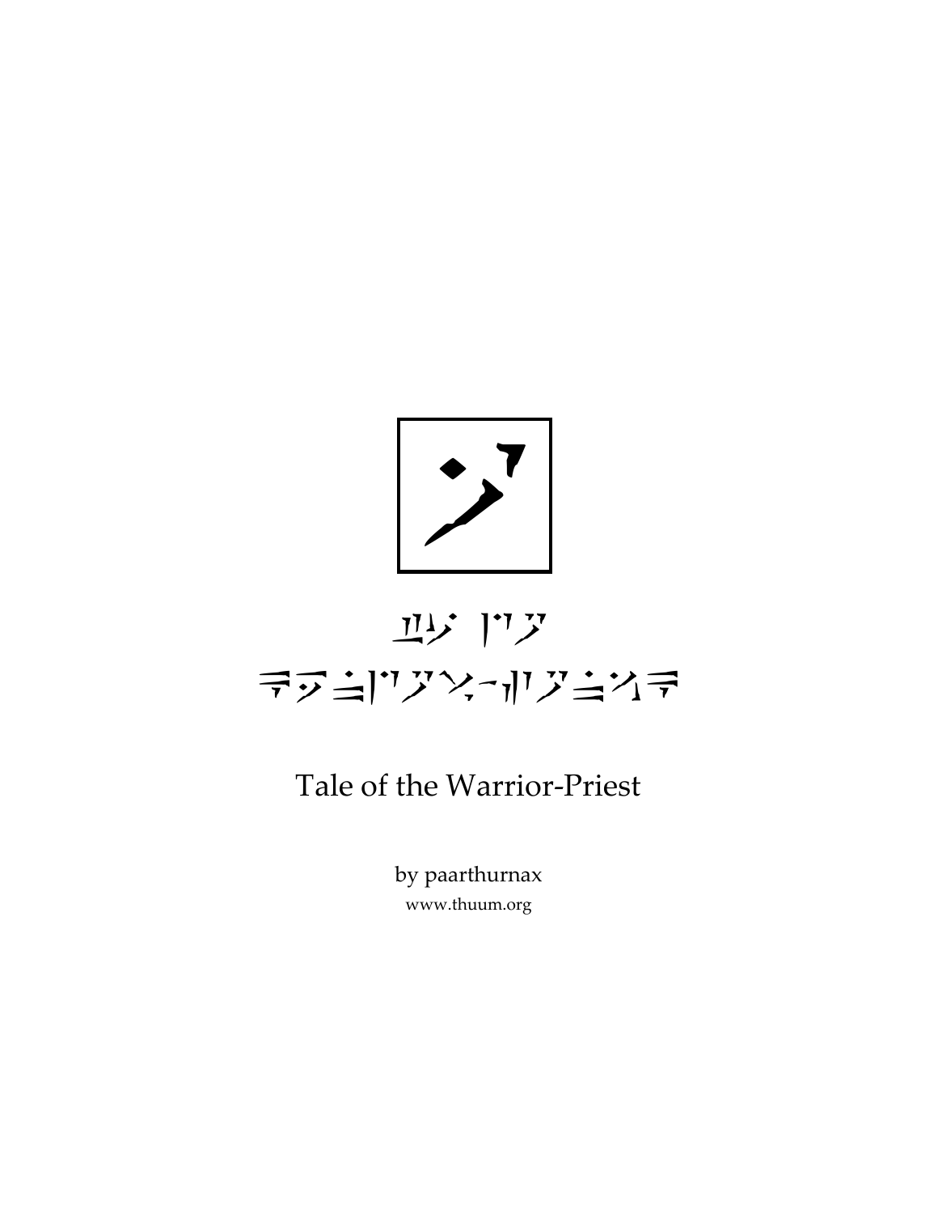# Tale of the Warrior-Priest

by paarthurnax

www.thuum.org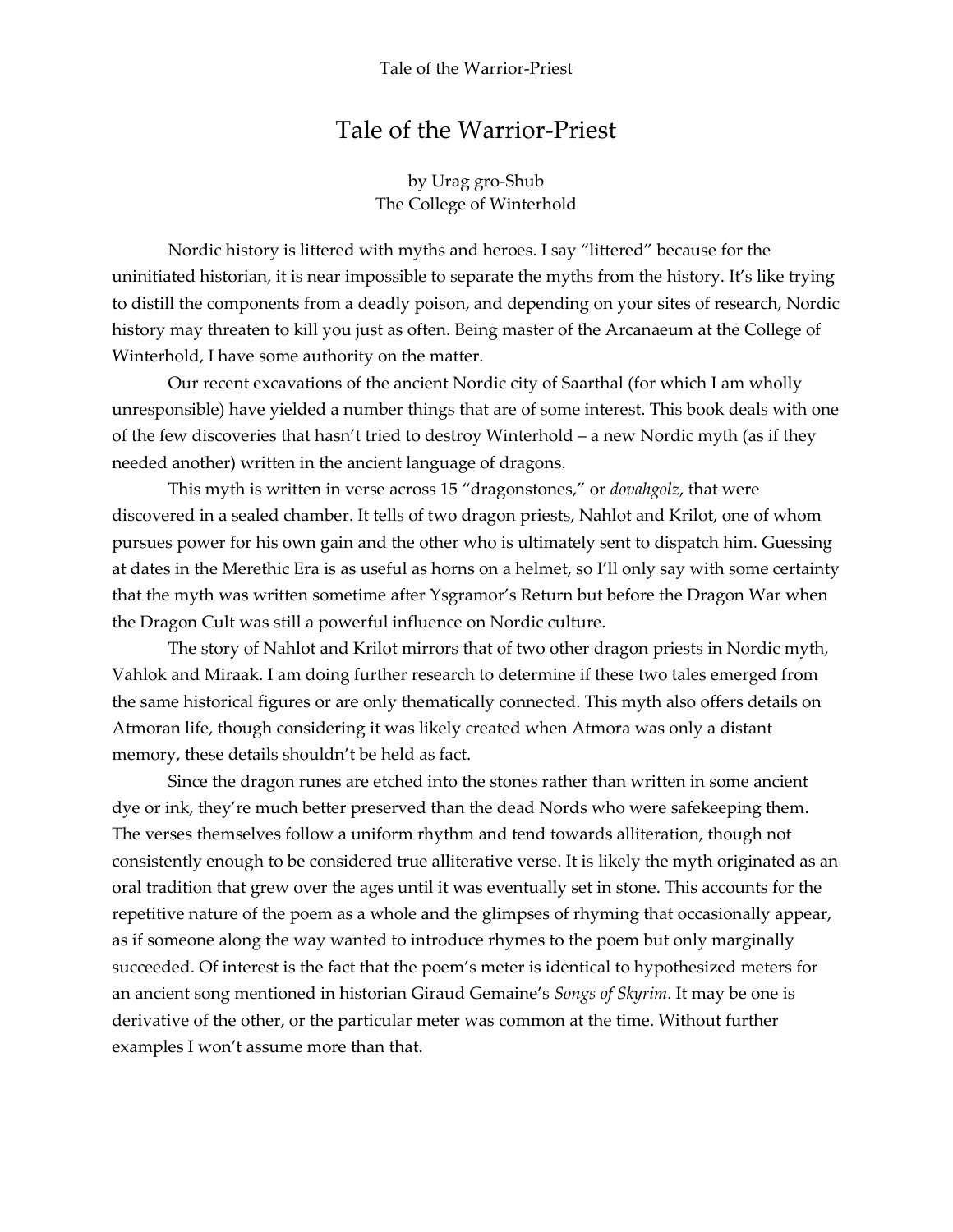# Tale of the Warrior-Priest

by Urag gro-Shub
The College of Winterhold

Nordic history is littered with myths and heroes. I say "littered" because for the uninitiated historian, it is near impossible to separate the myths from the history. It's like trying to distill the components from a deadly poison, and depending on your sites of research, Nordic history may threaten to kill you just as often. Being master of the Arcanaeum at the College of Winterhold, I have some authority on the matter.

Our recent excavations of the ancient Nordic city of Saarthal (for which I am wholly unresponsible) have yielded a number things that are of some interest. This book deals with one of the few discoveries that hasn't tried to destroy Winterhold – a new Nordic myth (as if they needed another) written in the ancient language of dragons.

This myth is written in verse across 15 "dragonstones," or *dovahgolz*, that were discovered in a sealed chamber. It tells of two dragon priests, Nahlot and Krilot, one of whom pursues power for his own gain and the other who is ultimately sent to dispatch him. Guessing at dates in the Merethic Era is as useful as horns on a helmet, so I'll only say with some certainty that the myth was written sometime after Ysgramor's Return but before the Dragon War when the Dragon Cult was still a powerful influence on Nordic culture.

The story of Nahlot and Krilot mirrors that of two other dragon priests in Nordic myth, Vahlok and Miraak. I am doing further research to determine if these two tales emerged from the same historical figures or are only thematically connected. This myth also offers details on Atmoran life, though considering it was likely created when Atmora was only a distant memory, these details shouldn't be held as fact.

Since the dragon runes are etched into the stones rather than written in some ancient dye or ink, they're much better preserved than the dead Nords who were safekeeping them. The verses themselves follow a uniform rhythm and tend towards alliteration, though not consistently enough to be considered true alliterative verse. It is likely the myth originated as an oral tradition that grew over the ages until it was eventually set in stone. This accounts for the repetitive nature of the poem as a whole and the glimpses of rhyming that occasionally appear, as if someone along the way wanted to introduce rhymes to the poem but only marginally succeeded. Of interest is the fact that the poem's meter is identical to hypothesized meters for an ancient song mentioned in historian Giraud Gemaine's *Songs of Skyrim*. It may be one is derivative of the other, or the particular meter was common at the time. Without further examples I won't assume more than that.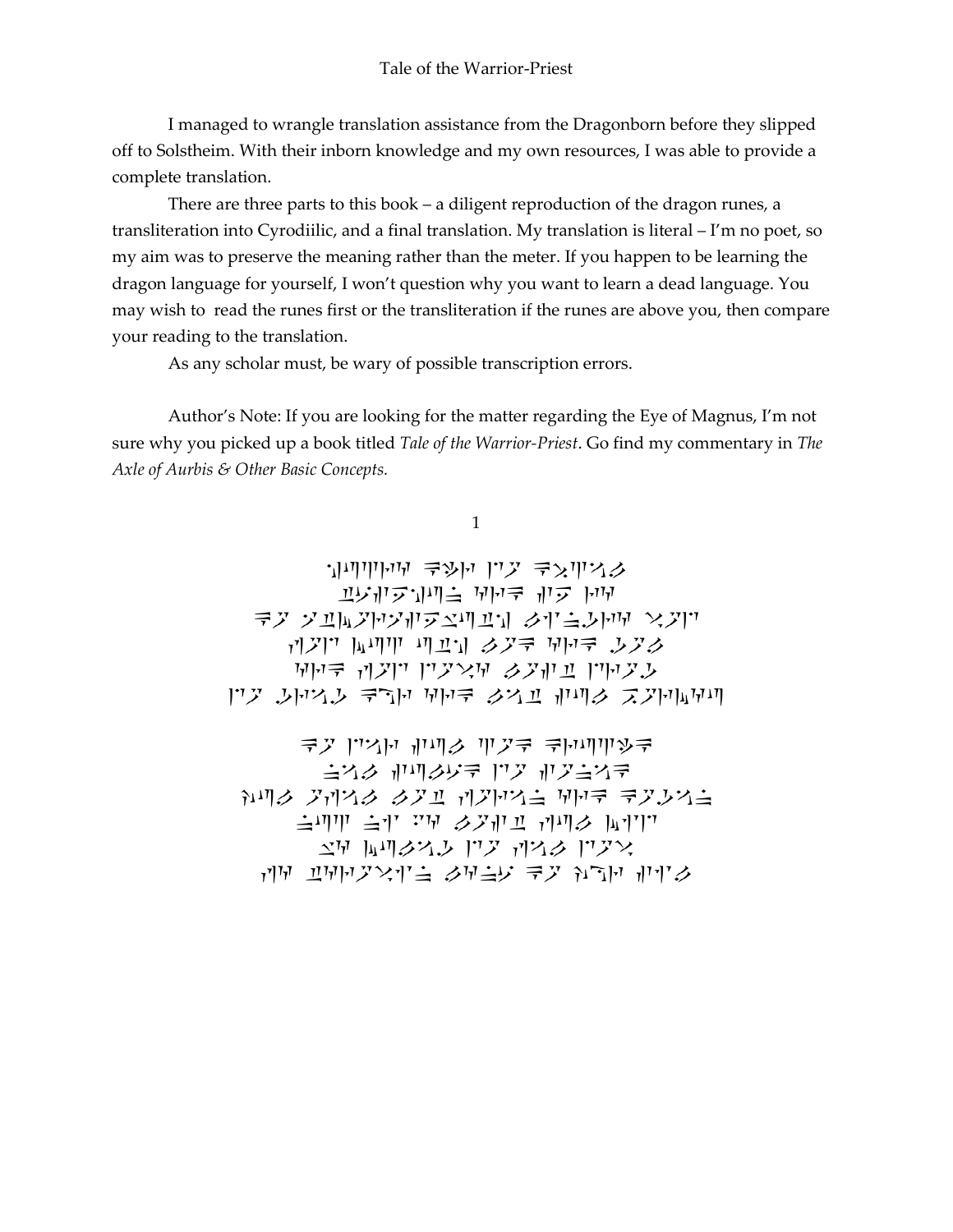I managed to wrangle translation assistance from the Dragonborn before they slipped off to Solstheim. With their inborn knowledge and my own resources, I was able to provide a complete translation.

There are three parts to this book – a diligent reproduction of the dragon runes, a transliteration into Cyrodiilic, and a final translation. My translation is literal – I'm no poet, so my aim was to preserve the meaning rather than the meter. If you happen to be learning the dragon language for yourself, I won't question why you want to learn a dead language. You may wish to read the runes first or the transliteration if the runes are above you, then compare your reading to the translation.

As any scholar must, be wary of possible transcription errors.

Author's Note: If you are looking for the matter regarding the Eye of Magnus, I'm not sure why you picked up a book titled *Tale of the Warrior-Priest*. Go find my commentary in *The Axle of Aurbis & Other Basic Concepts.*

## 1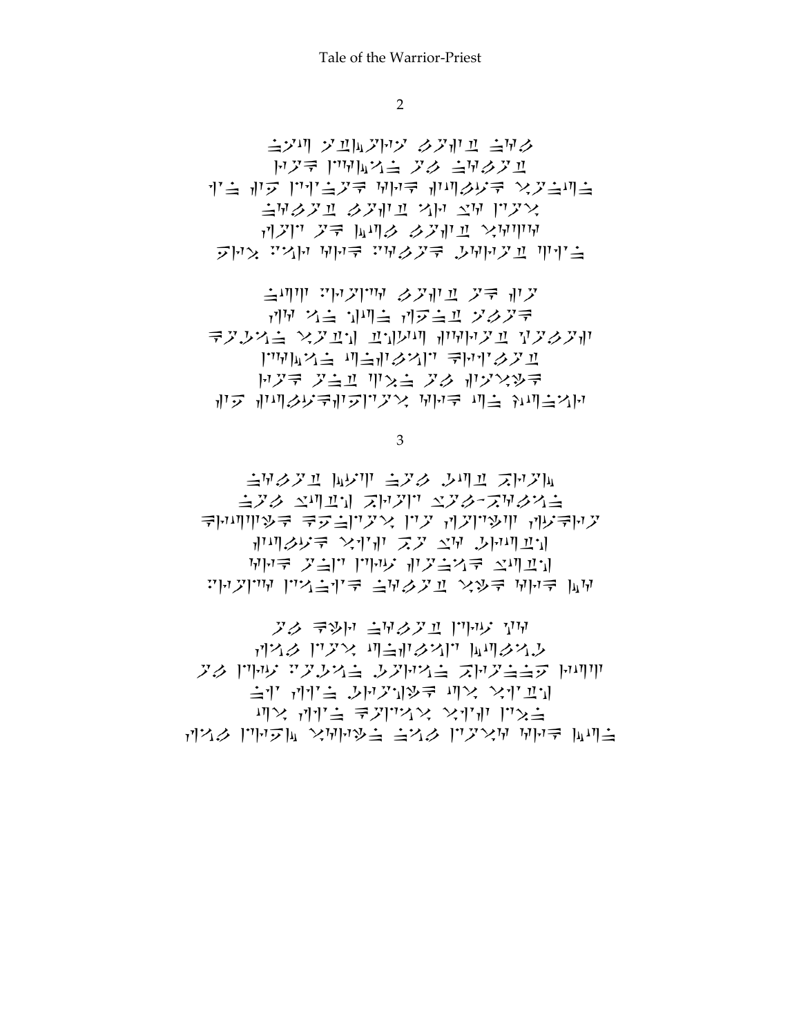## 2

## 3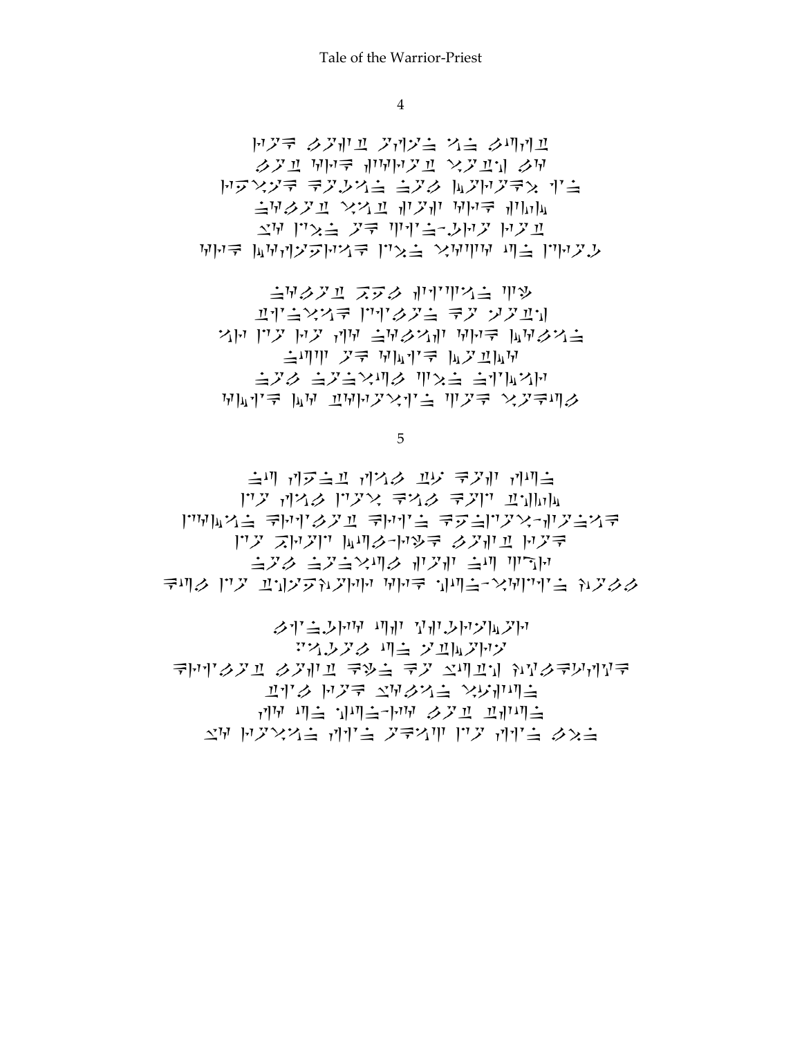## 4

## 5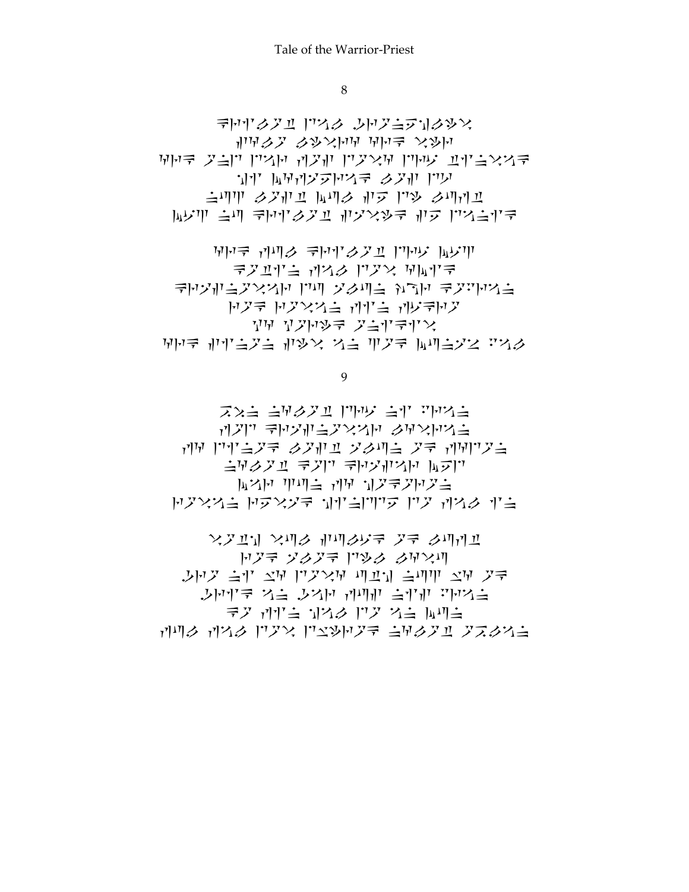## 8

## 9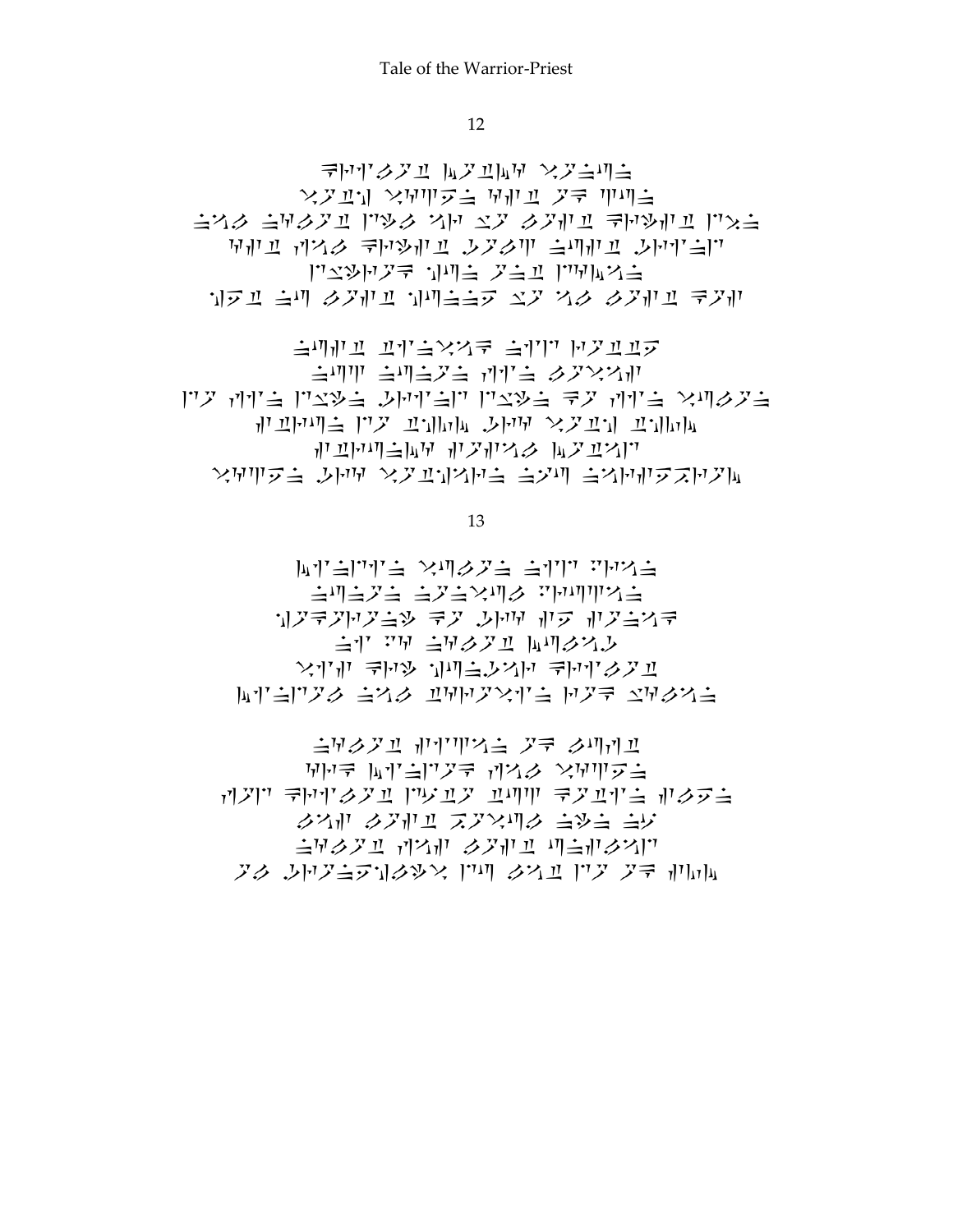## 12

## 13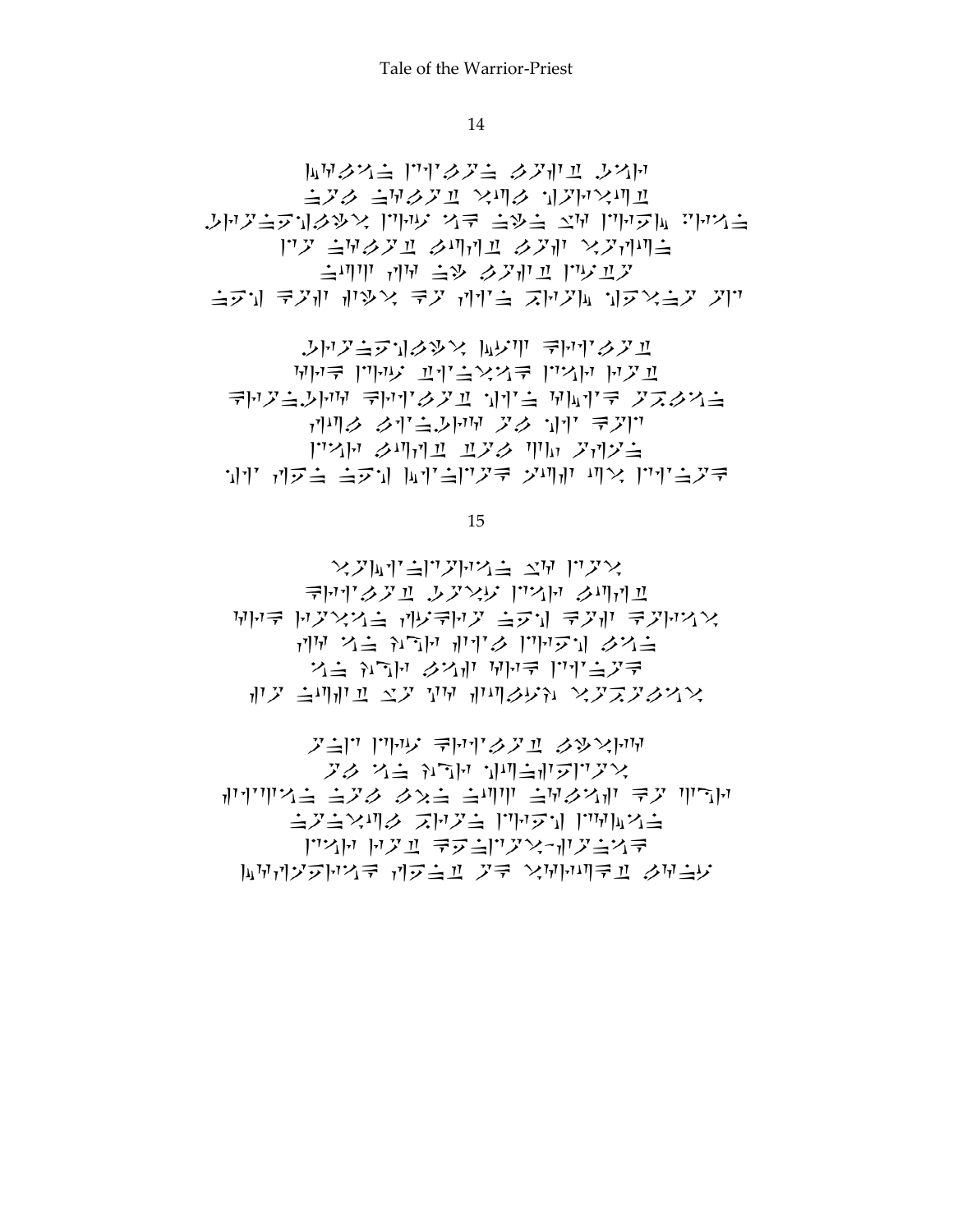## 14

## 15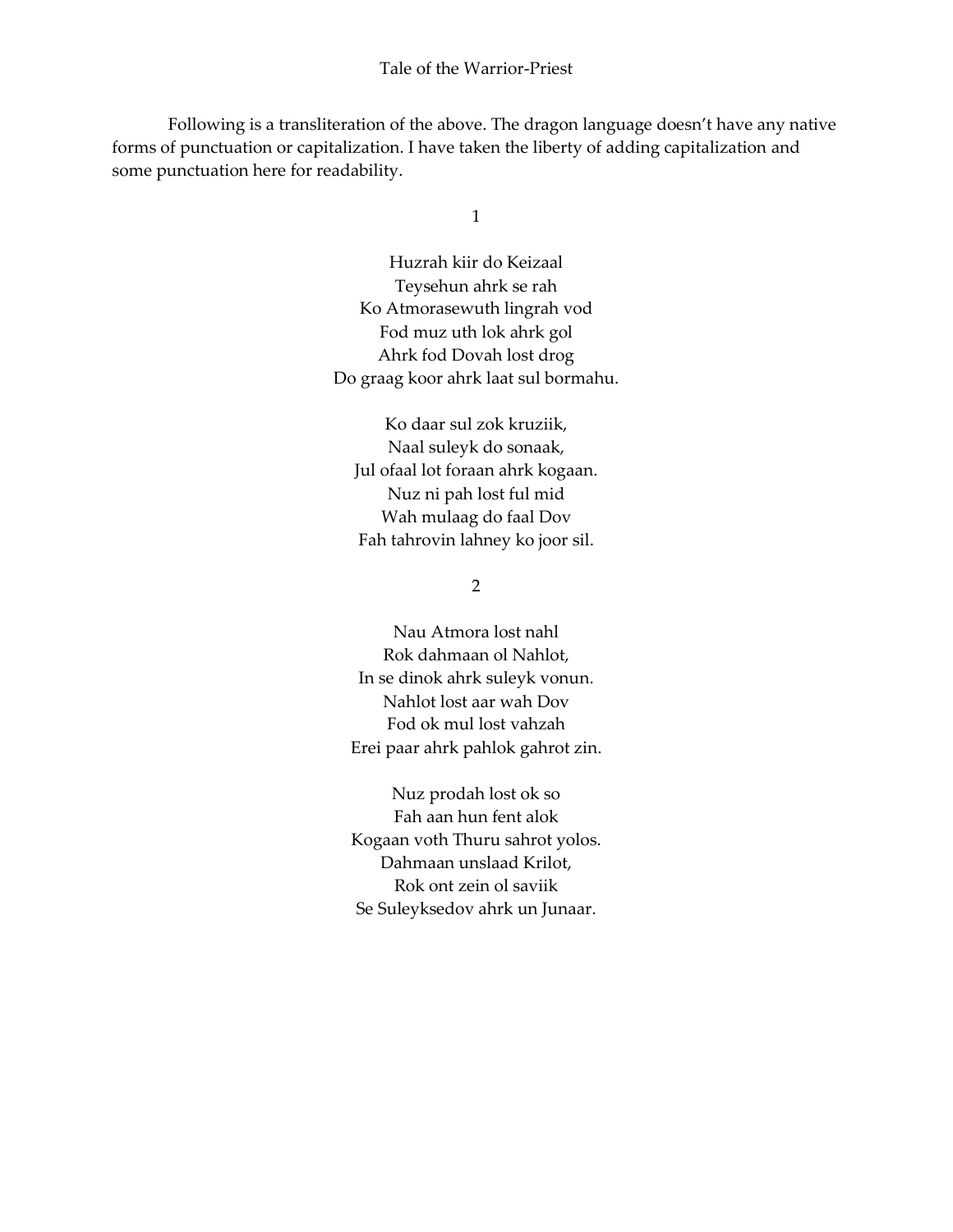Tale of the Warrior-Priest

Following is a transliteration of the above. The dragon language doesn't have any native forms of punctuation or capitalization. I have taken the liberty of adding capitalization and some punctuation here for readability.

1

Huzrah kiir do Keizaal  
Teysehun ahrk se rah  
Ko Atmorasewuth lingrah vod  
Fod muz uth lok ahrk gol  
Ahrk fod Dovah lost drog  
Do graag koor ahrk laat sul bormahu.

Ko daar sul zok kruziik,  
Naal suleyk do sonaak,  
Jul ofaal lot foraan ahrk kogaan.  
Nuz ni pah lost ful mid  
Wah mulaag do faal Dov  
Fah tahrovin lahney ko joor sil.

2

Nau Atmora lost nahl  
Rok dahmaan ol Nahlot,  
In se dinok ahrk suleyk vonun.  
Nahlot lost aar wah Dov  
Fod ok mul lost vahzah  
Erei paar ahrk pahlok gahrot zin.

Nuz prodah lost ok so  
Fah aan hun fent alok  
Kogaan voth Thuru sahrot yolos.  
Dahmaan unslaad Krilot,  
Rok ont zein ol saviik  
Se Suleyksedov ahrk un Junaar.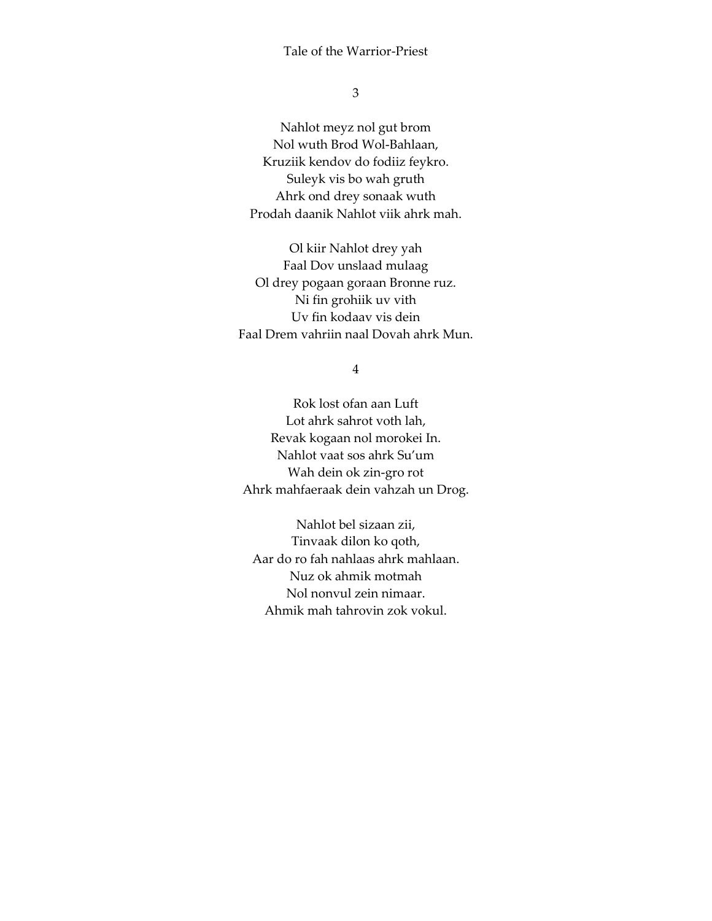3

Nahlot meyz nol gut brom  
Nol wuth Brod Wol-Bahlaan,  
Kruziik kendov do fodiiz feykro.  
Suleyk vis bo wah gruth  
Ahrk ond drey sonaak wuth  
Prodah daanik Nahlot viik ahrk mah.

Ol kiir Nahlot drey yah  
Faal Dov unslaad mulaag  
Ol drey pogaan goraan Bronne ruz.  
Ni fin grohiik uv vith  
Uv fin kodaav vis dein  
Faal Drem vahriin naal Dovah ahrk Mun.

4

Rok lost ofan aan Luft  
Lot ahrk sahrot voth lah,  
Revak kogaan nol morokei In.  
Nahlot vaat sos ahrk Su'um  
Wah dein ok zin-gro rot  
Ahrk mahfaeraak dein vahzah un Drog.

Nahlot bel sizaan zii,  
Tinvaak dilon ko qoth,  
Aar do ro fah nahlaas ahrk mahlaan.  
Nuz ok ahmik motmah  
Nol nonvul zein nimaar.  
Ahmik mah tahrovin zok vokul.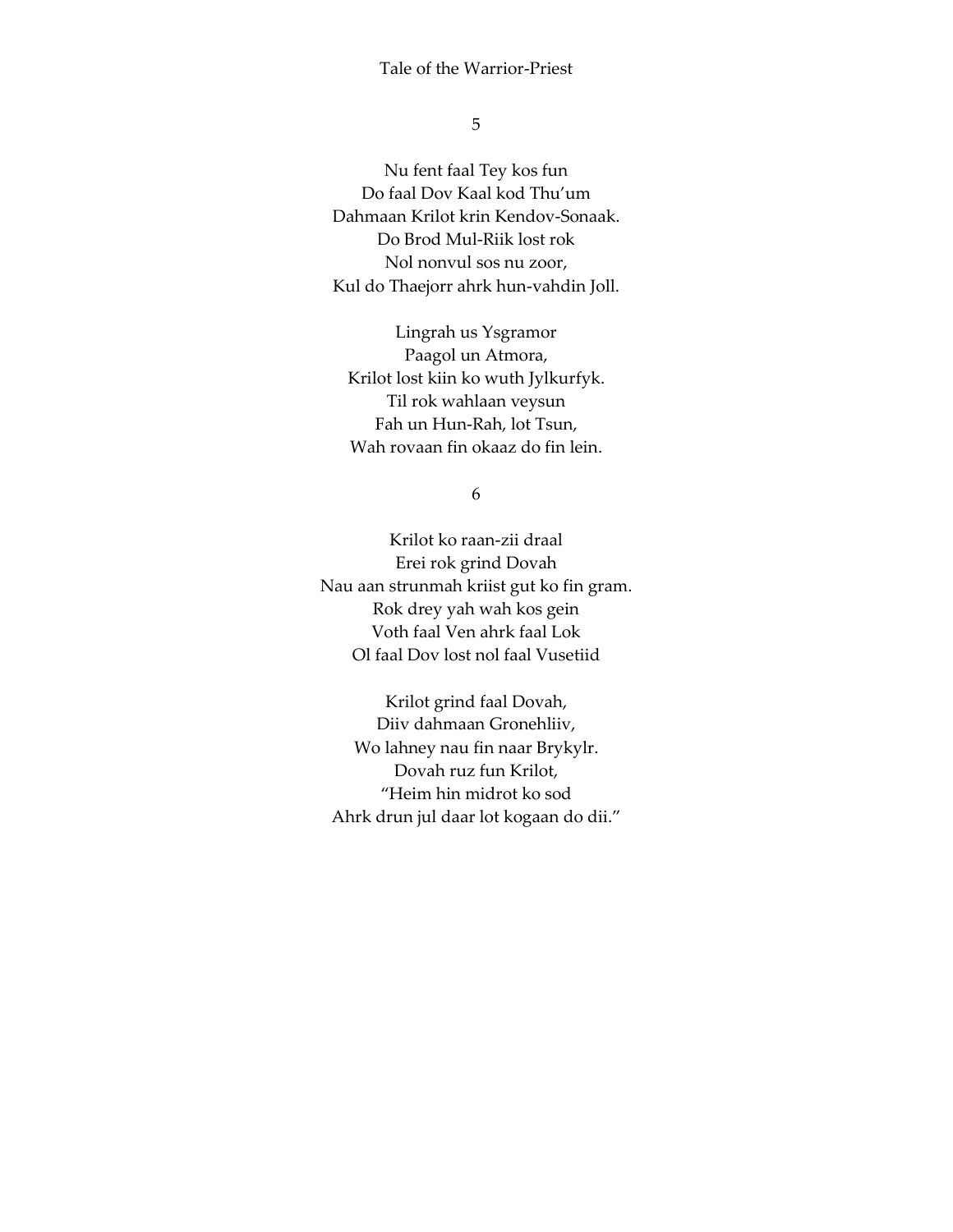## 5

Nu fent faal Tey kos fun
Do faal Dov Kaal kod Thu'um
Dahmaan Krilot krin Kendov-Sonaak.
Do Brod Mul-Riik lost rok
Nol nonvul sos nu zoor,
Kul do Thaejorr ahrk hun-vahdin Joll.

Lingrah us Ysgramor
Paagol un Atmora,
Krilot lost kiin ko wuth Jylkurfyk.
Til rok wahlaan veysun
Fah un Hun-Rah, lot Tsun,
Wah rovaan fin okaaz do fin lein.

## 6

Krilot ko raan-zii draal
Erei rok grind Dovah
Nau aan strunmah kriist gut ko fin gram.
Rok drey yah wah kos gein
Voth faal Ven ahrk faal Lok
Ol faal Dov lost nol faal Vusetiid

Krilot grind faal Dovah,
Diiv dahmaan Gronehliiv,
Wo lahney nau fin naar Brykylr.
Dovah ruz fun Krilot,
"Heim hin midrot ko sod
Ahrk drun jul daar lot kogaan do dii."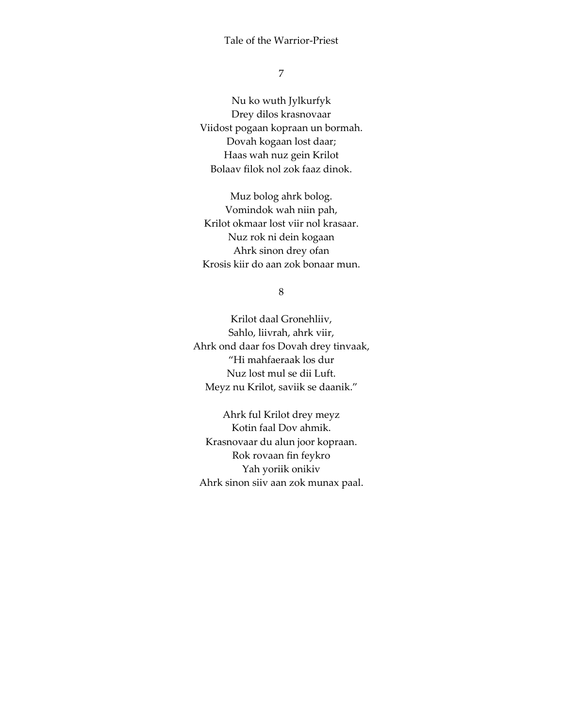7

Nu ko wuth Jylkurfyk
Drey dilos krasnovaar
Viidost pogaan kopraan un bormah.
Dovah kogaan lost daar;
Haas wah nuz gein Krilot
Bolaav filok nol zok faaz dinok.

Muz bolog ahrk bolog.
Vomindok wah niin pah,
Krilot okmaar lost viir nol krasaar.
Nuz rok ni dein kogaan
Ahrk sinon drey ofan
Krosis kiir do aan zok bonaar mun.

8

Krilot daal Gronehliiv,
Sahlo, liivrah, ahrk viir,
Ahrk ond daar fos Dovah drey tinvaak,
"Hi mahfaeraak los dur
Nuz lost mul se dii Luft.
Meyz nu Krilot, saviik se daanik."

Ahrk ful Krilot drey meyz
Kotin faal Dov ahmik.
Krasnovaar du alun joor kopraan.
Rok rovaan fin feykro
Yah yoriik onikiv
Ahrk sinon siiv aan zok munax paal.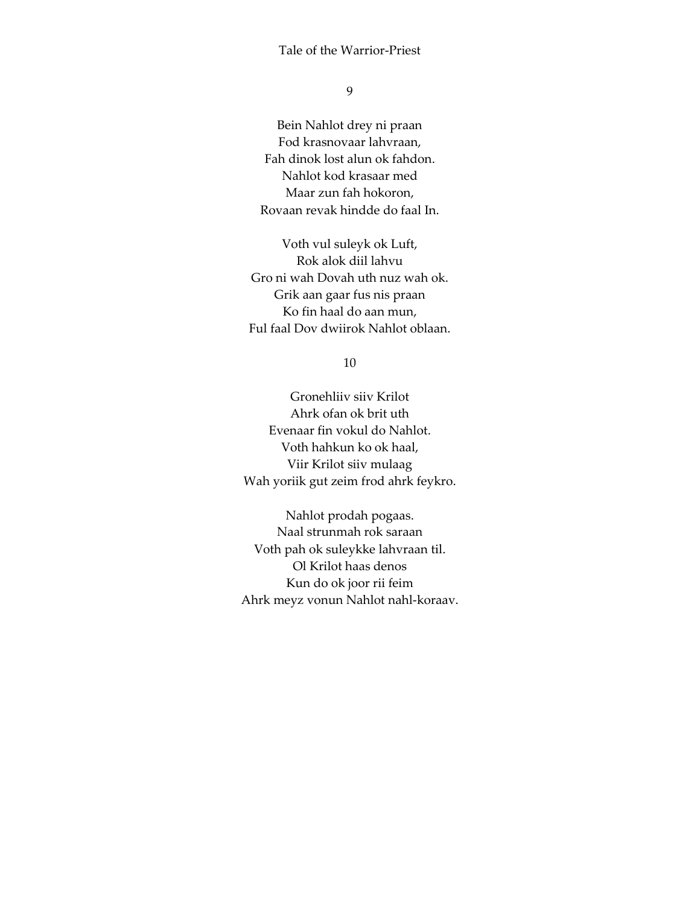## 9

Bein Nahlot drey ni praan  
Fod krasnovaar lahvraan,  
Fah dinok lost alun ok fahdon.  
Nahlot kod krasaar med  
Maar zun fah hokoron,  
Rovaan revak hindde do faal In.

Voth vul suleyk ok Luft,  
Rok alok diil lahvu  
Gro ni wah Dovah uth nuz wah ok.  
Grik aan gaar fus nis praan  
Ko fin haal do aan mun,  
Ful faal Dov dwiirok Nahlot oblaan.

## 10

Gronehliiv siiv Krilot  
Ahrk ofan ok brit uth  
Evenaar fin vokul do Nahlot.  
Voth hahkun ko ok haal,  
Viir Krilot siiv mulaag  
Wah yoriik gut zeim frod ahrk feykro.

Nahlot prodah pogaas.  
Naal strunmah rok saraan  
Voth pah ok suleykke lahvraan til.  
Ol Krilot haas denos  
Kun do ok joor rii feim  
Ahrk meyz vonun Nahlot nahl-koraav.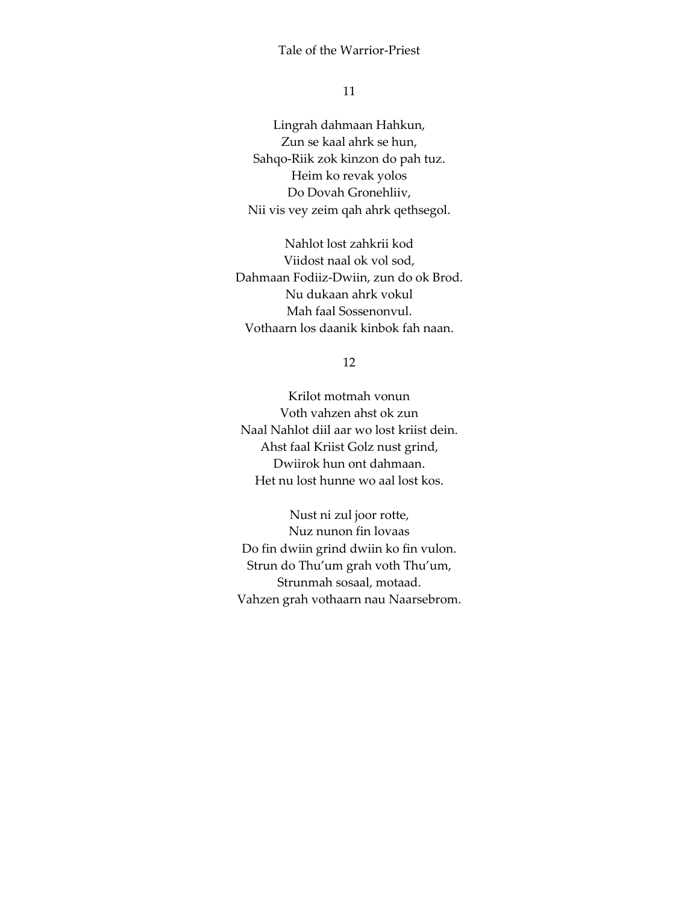## 11

Lingrah dahmaan Hahkun,
Zun se kaal ahrk se hun,
Sahqo-Riik zok kinzon do pah tuz.
Heim ko revak yolos
Do Dovah Gronehliiv,
Nii vis vey zeim qah ahrk qethsegol.

Nahlot lost zahkrii kod
Viidost naal ok vol sod,
Dahmaan Fodiiz-Dwiin, zun do ok Brod.
Nu dukaan ahrk vokul
Mah faal Sossenonvul.
Vothaarn los daanik kinbok fah naan.

## 12

Krilot motmah vonun
Voth vahzen ahst ok zun
Naal Nahlot diil aar wo lost kriist dein.
Ahst faal Kriist Golz nust grind,
Dwiirok hun ont dahmaan.
Het nu lost hunne wo aal lost kos.

Nust ni zul joor rotte,
Nuz nunon fin lovaas
Do fin dwiin grind dwiin ko fin vulon.
Strun do Thu'um grah voth Thu'um,
Strunmah sosaal, motaad.
Vahzen grah vothaarn nau Naarsebrom.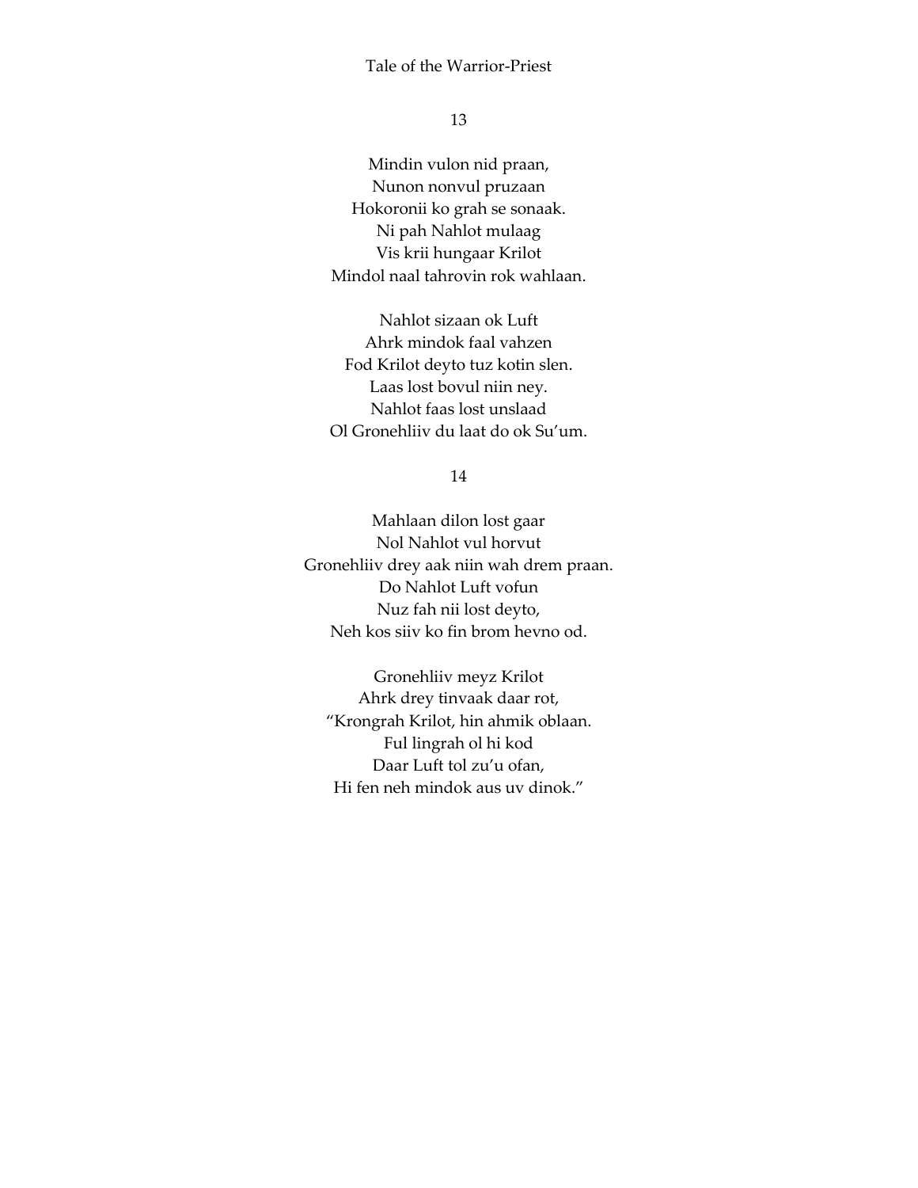## 13

Mindin vulon nid praan,
Nunon nonvul pruzaan
Hokoronii ko grah se sonaak.
Ni pah Nahlot mulaag
Vis krii hungaar Krilot
Mindol naal tahrovin rok wahlaan.

Nahlot sizaan ok Luft
Ahrk mindok faal vahzen
Fod Krilot deyto tuz kotin slen.
Laas lost bovul niin ney.
Nahlot faas lost unslaad
Ol Gronehliiv du laat do ok Su'um.

## 14

Mahlaan dilon lost gaar
Nol Nahlot vul horvut
Gronehliiv drey aak niin wah drem praan.
Do Nahlot Luft vofun
Nuz fah nii lost deyto,
Neh kos siiv ko fin brom hevno od.

Gronehliiv meyz Krilot
Ahrk drey tinvaak daar rot,
"Krongrah Krilot, hin ahmik oblaan.
Ful lingrah ol hi kod
Daar Luft tol zu'u ofan,
Hi fen neh mindok aus uv dinok."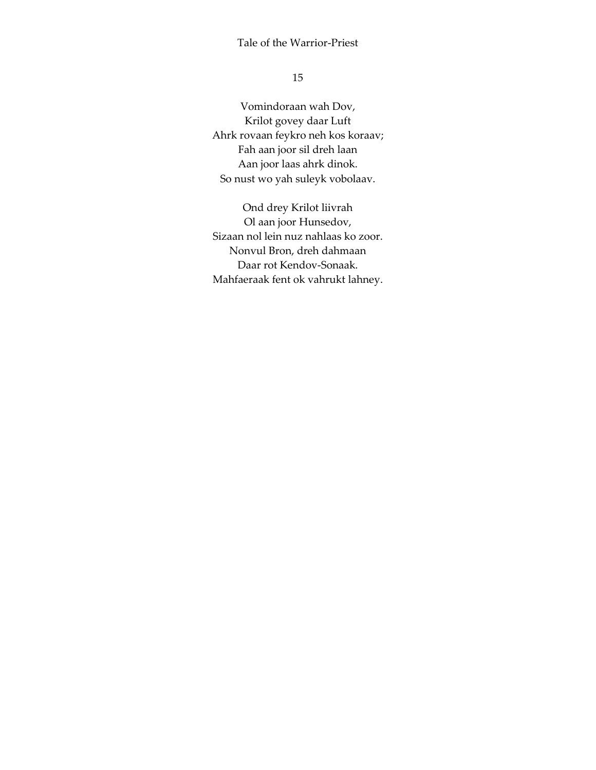## 15

Vomindoraan wah Dov,
Krilot govey daar Luft
Ahrk rovaan feykro neh kos koraav;
Fah aan joor sil dreh laan
Aan joor laas ahrk dinok.
So nust wo yah suleyk vobolaav.

Ond drey Krilot liivrah
Ol aan joor Hunsedov,
Sizaan nol lein nuz nahlaas ko zoor.
Nonvul Bron, dreh dahmaan
Daar rot Kendov-Sonaak.
Mahfaeraak fent ok vahrukt lahney.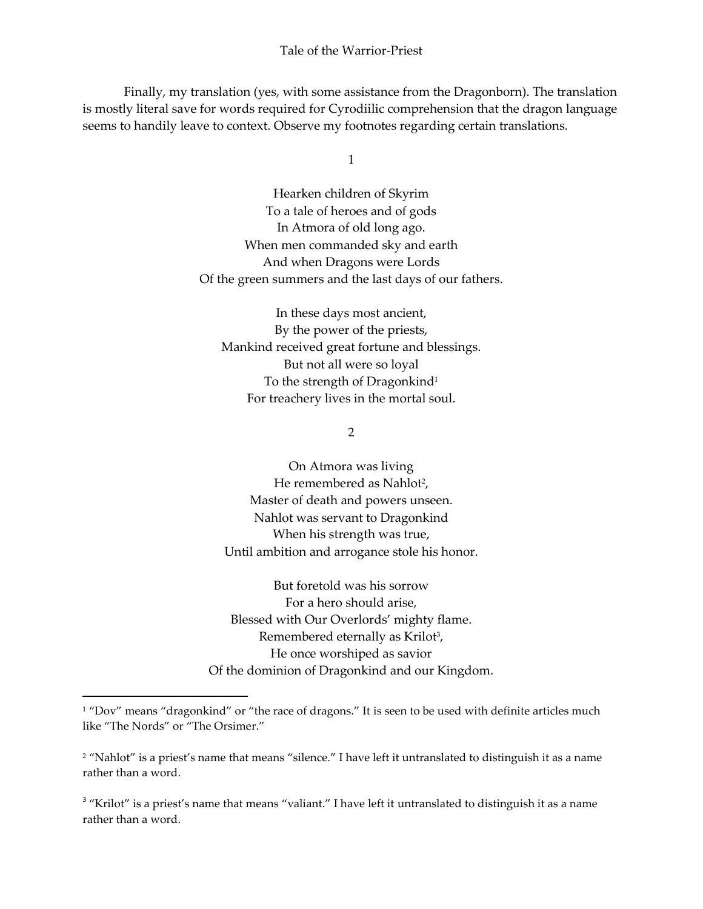# Tale of the Warrior-Priest

Finally, my translation (yes, with some assistance from the Dragonborn). The translation is mostly literal save for words required for Cyrodiilic comprehension that the dragon language seems to handily leave to context. Observe my footnotes regarding certain translations.

1

Hearken children of Skyrim
To a tale of heroes and of gods
In Atmora of old long ago.
When men commanded sky and earth
And when Dragons were Lords
Of the green summers and the last days of our fathers.

In these days most ancient,
By the power of the priests,
Mankind received great fortune and blessings.
But not all were so loyal
To the strength of Dragonkind[1]
For treachery lives in the mortal soul.

2

On Atmora was living
He remembered as Nahlot[2],
Master of death and powers unseen.
Nahlot was servant to Dragonkind
When his strength was true,
Until ambition and arrogance stole his honor.

But foretold was his sorrow
For a hero should arise,
Blessed with Our Overlords' mighty flame.
Remembered eternally as Krilot[3],
He once worshiped as savior
Of the dominion of Dragonkind and our Kingdom.

---

[1] "Dov" means "dragonkind" or "the race of dragons." It is seen to be used with definite articles much like "The Nords" or "The Orsimer."

[2] "Nahlot" is a priest's name that means "silence." I have left it untranslated to distinguish it as a name rather than a word.

[3] "Krilot" is a priest's name that means "valiant." I have left it untranslated to distinguish it as a name rather than a word.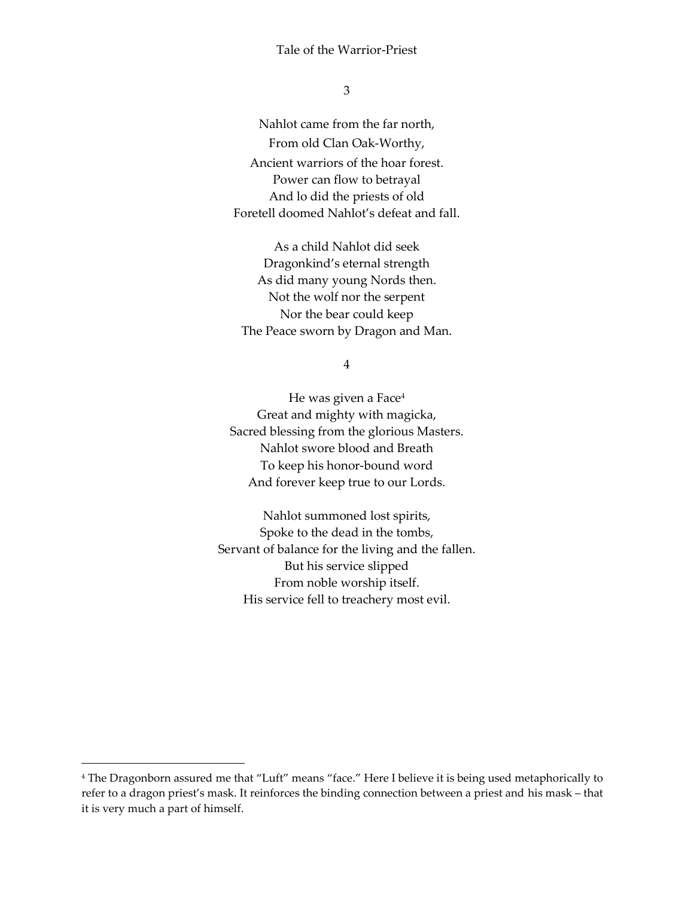## 3

Nahlot came from the far north,
From old Clan Oak-Worthy,
Ancient warriors of the hoar forest.
Power can flow to betrayal
And lo did the priests of old
Foretell doomed Nahlot's defeat and fall.

As a child Nahlot did seek
Dragonkind's eternal strength
As did many young Nords then.
Not the wolf nor the serpent
Nor the bear could keep
The Peace sworn by Dragon and Man.

## 4

He was given a Face[4]
Great and mighty with magicka,
Sacred blessing from the glorious Masters.
Nahlot swore blood and Breath
To keep his honor-bound word
And forever keep true to our Lords.

Nahlot summoned lost spirits,
Spoke to the dead in the tombs,
Servant of balance for the living and the fallen.
But his service slipped
From noble worship itself.
His service fell to treachery most evil.

---

[4] The Dragonborn assured me that "Luft" means "face." Here I believe it is being used metaphorically to refer to a dragon priest's mask. It reinforces the binding connection between a priest and his mask – that it is very much a part of himself.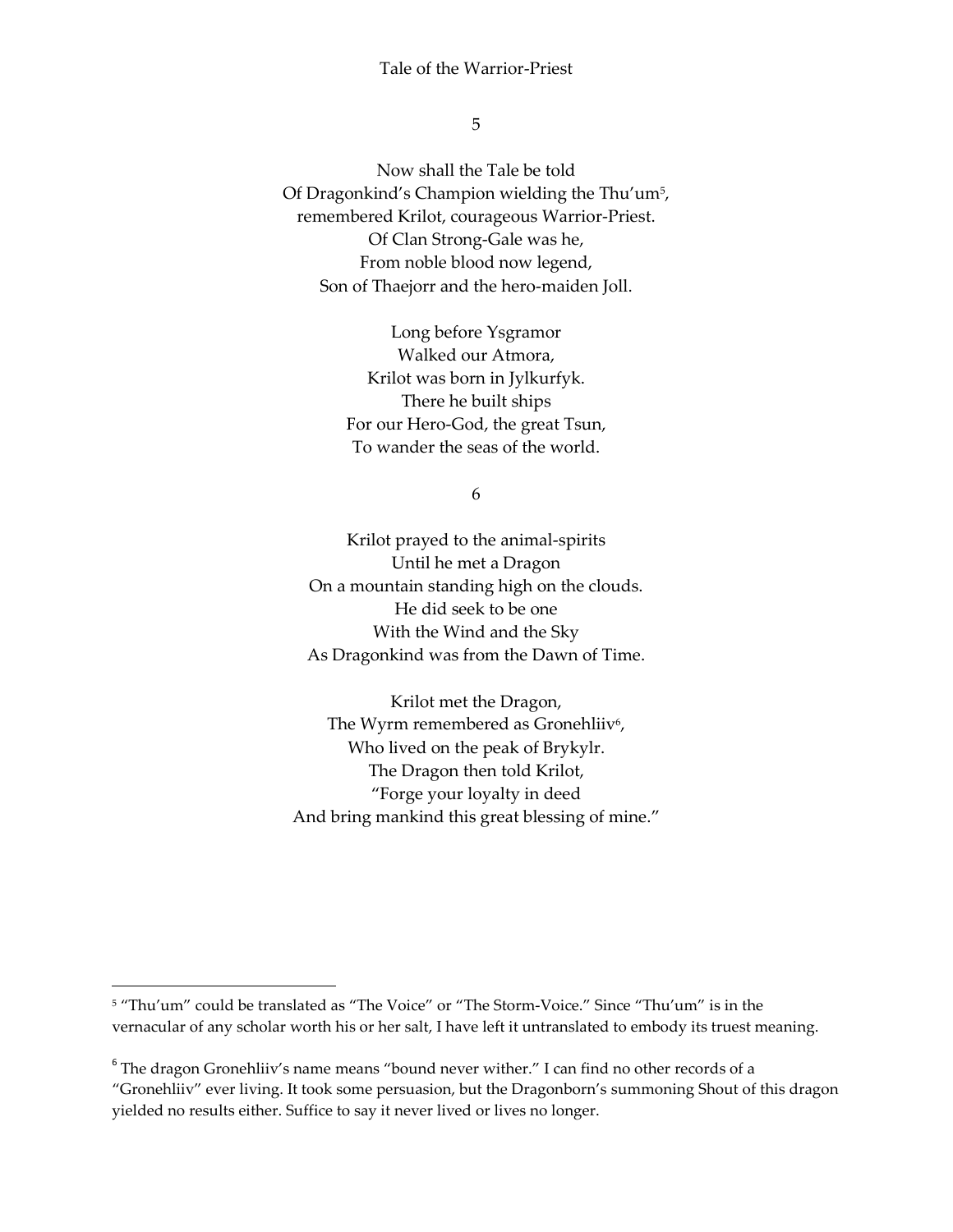## 5

Now shall the Tale be told
Of Dragonkind's Champion wielding the Thu'um[5],
remembered Krilot, courageous Warrior-Priest.
Of Clan Strong-Gale was he,
From noble blood now legend,
Son of Thaejorr and the hero-maiden Joll.

Long before Ysgramor
Walked our Atmora,
Krilot was born in Jylkurfyk.
There he built ships
For our Hero-God, the great Tsun,
To wander the seas of the world.

## 6

Krilot prayed to the animal-spirits
Until he met a Dragon
On a mountain standing high on the clouds.
He did seek to be one
With the Wind and the Sky
As Dragonkind was from the Dawn of Time.

Krilot met the Dragon,
The Wyrm remembered as Gronehliiv[6],
Who lived on the peak of Brykylr.
The Dragon then told Krilot,
"Forge your loyalty in deed
And bring mankind this great blessing of mine."

---

[5] "Thu'um" could be translated as "The Voice" or "The Storm-Voice." Since "Thu'um" is in the vernacular of any scholar worth his or her salt, I have left it untranslated to embody its truest meaning.

[6] The dragon Gronehliiv's name means "bound never wither." I can find no other records of a "Gronehliiv" ever living. It took some persuasion, but the Dragonborn's summoning Shout of this dragon yielded no results either. Suffice to say it never lived or lives no longer.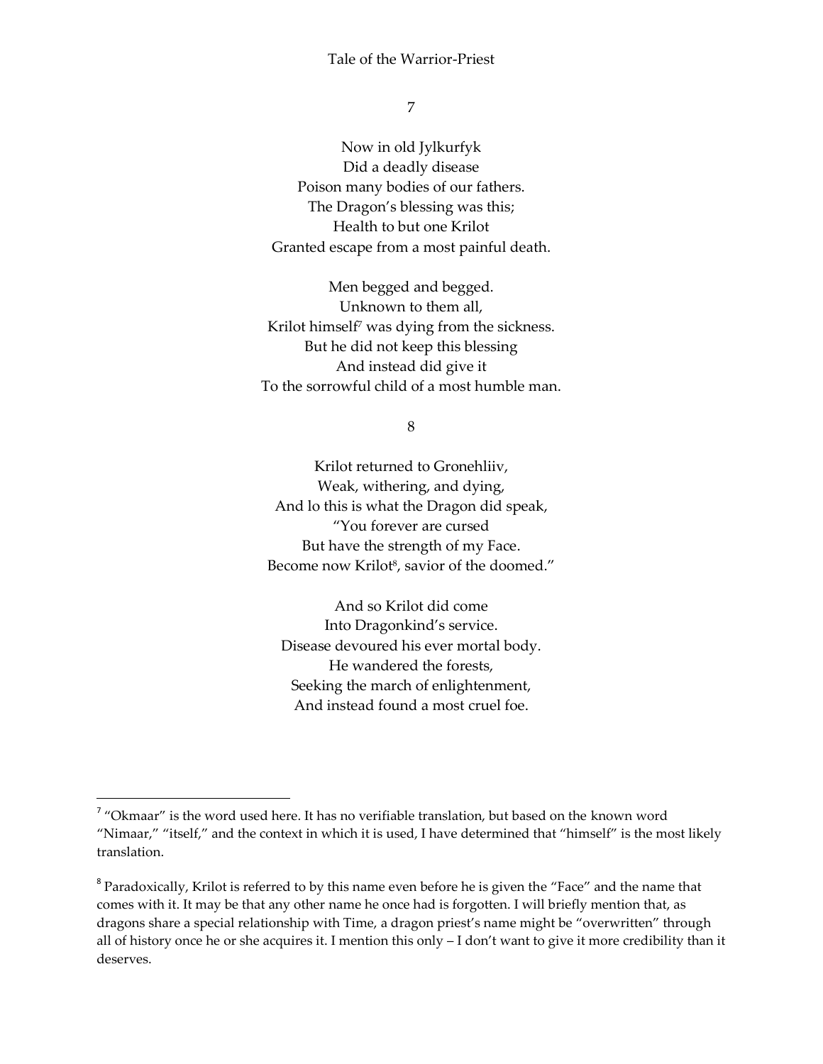## 7

Now in old Jylkurfyk
Did a deadly disease
Poison many bodies of our fathers.
The Dragon's blessing was this;
Health to but one Krilot
Granted escape from a most painful death.

Men begged and begged.
Unknown to them all,
Krilot himself[7] was dying from the sickness.
But he did not keep this blessing
And instead did give it
To the sorrowful child of a most humble man.

## 8

Krilot returned to Gronehliiv,
Weak, withering, and dying,
And lo this is what the Dragon did speak,
"You forever are cursed
But have the strength of my Face.
Become now Krilot[8], savior of the doomed."

And so Krilot did come
Into Dragonkind's service.
Disease devoured his ever mortal body.
He wandered the forests,
Seeking the march of enlightenment,
And instead found a most cruel foe.

---

[7] "Okmaar" is the word used here. It has no verifiable translation, but based on the known word "Nimaar," "itself," and the context in which it is used, I have determined that "himself" is the most likely translation.

[8] Paradoxically, Krilot is referred to by this name even before he is given the "Face" and the name that comes with it. It may be that any other name he once had is forgotten. I will briefly mention that, as dragons share a special relationship with Time, a dragon priest's name might be "overwritten" through all of history once he or she acquires it. I mention this only – I don't want to give it more credibility than it deserves.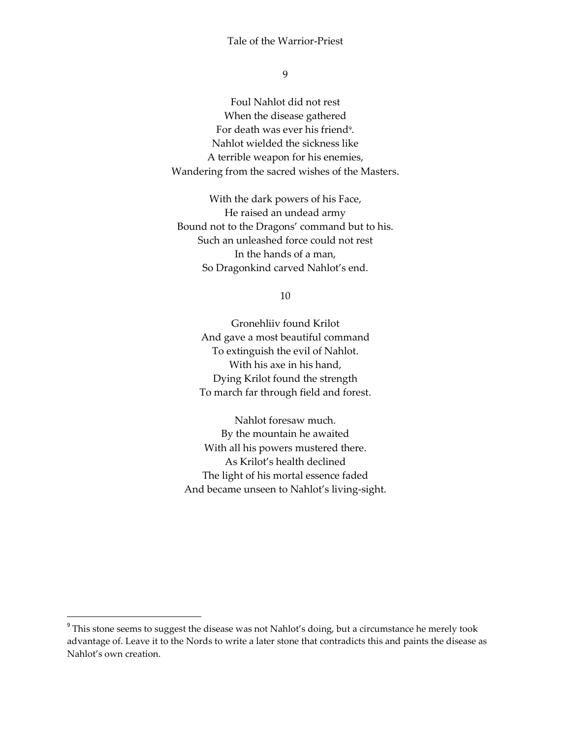9

Foul Nahlot did not rest
When the disease gathered
For death was ever his friend[9].
Nahlot wielded the sickness like
A terrible weapon for his enemies,
Wandering from the sacred wishes of the Masters.

With the dark powers of his Face,
He raised an undead army
Bound not to the Dragons' command but to his.
Such an unleashed force could not rest
In the hands of a man,
So Dragonkind carved Nahlot's end.

10

Gronehliiv found Krilot
And gave a most beautiful command
To extinguish the evil of Nahlot.
With his axe in his hand,
Dying Krilot found the strength
To march far through field and forest.

Nahlot foresaw much.
By the mountain he awaited
With all his powers mustered there.
As Krilot's health declined
The light of his mortal essence faded
And became unseen to Nahlot's living-sight.

---

[9] This stone seems to suggest the disease was not Nahlot's doing, but a circumstance he merely took advantage of. Leave it to the Nords to write a later stone that contradicts this and paints the disease as Nahlot's own creation.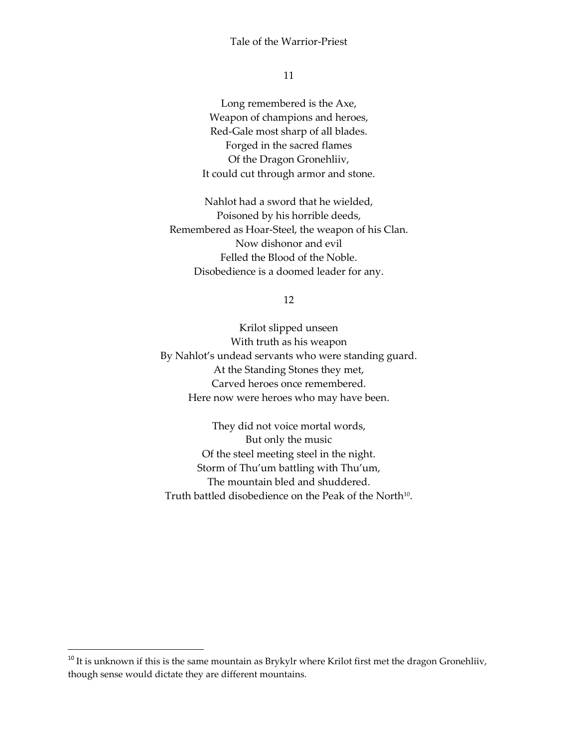11

Long remembered is the Axe,
Weapon of champions and heroes,
Red-Gale most sharp of all blades.
Forged in the sacred flames
Of the Dragon Gronehliiv,
It could cut through armor and stone.

Nahlot had a sword that he wielded,
Poisoned by his horrible deeds,
Remembered as Hoar-Steel, the weapon of his Clan.
Now dishonor and evil
Felled the Blood of the Noble.
Disobedience is a doomed leader for any.

12

Krilot slipped unseen
With truth as his weapon
By Nahlot's undead servants who were standing guard.
At the Standing Stones they met,
Carved heroes once remembered.
Here now were heroes who may have been.

They did not voice mortal words,
But only the music
Of the steel meeting steel in the night.
Storm of Thu'um battling with Thu'um,
The mountain bled and shuddered.
Truth battled disobedience on the Peak of the North[10].

---

[10] It is unknown if this is the same mountain as Brykylr where Krilot first met the dragon Gronehliiv, though sense would dictate they are different mountains.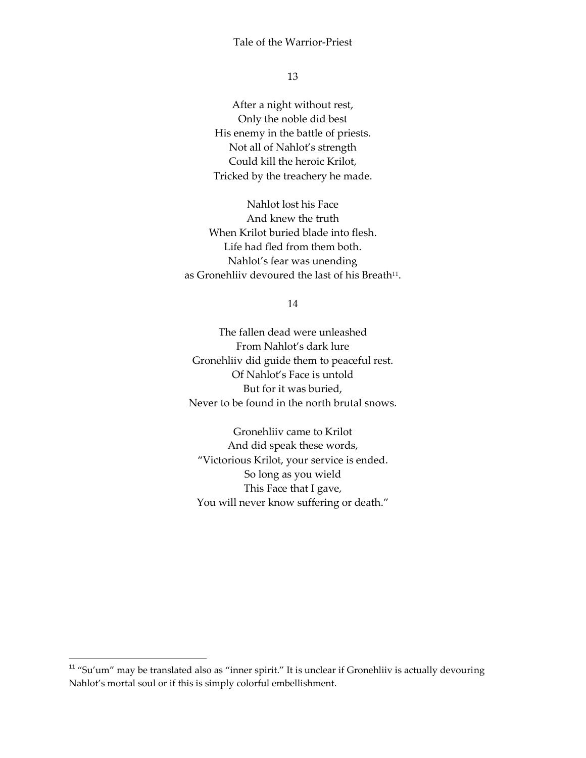## 13

After a night without rest,  
Only the noble did best  
His enemy in the battle of priests.  
Not all of Nahlot's strength  
Could kill the heroic Krilot,  
Tricked by the treachery he made.

Nahlot lost his Face  
And knew the truth  
When Krilot buried blade into flesh.  
Life had fled from them both.  
Nahlot's fear was unending  
as Gronehliiv devoured the last of his Breath[11].

## 14

The fallen dead were unleashed  
From Nahlot's dark lure  
Gronehliiv did guide them to peaceful rest.  
Of Nahlot's Face is untold  
But for it was buried,  
Never to be found in the north brutal snows.

Gronehliiv came to Krilot  
And did speak these words,  
"Victorious Krilot, your service is ended.  
So long as you wield  
This Face that I gave,  
You will never know suffering or death."

---

[11] "Su'um" may be translated also as "inner spirit." It is unclear if Gronehliiv is actually devouring Nahlot's mortal soul or if this is simply colorful embellishment.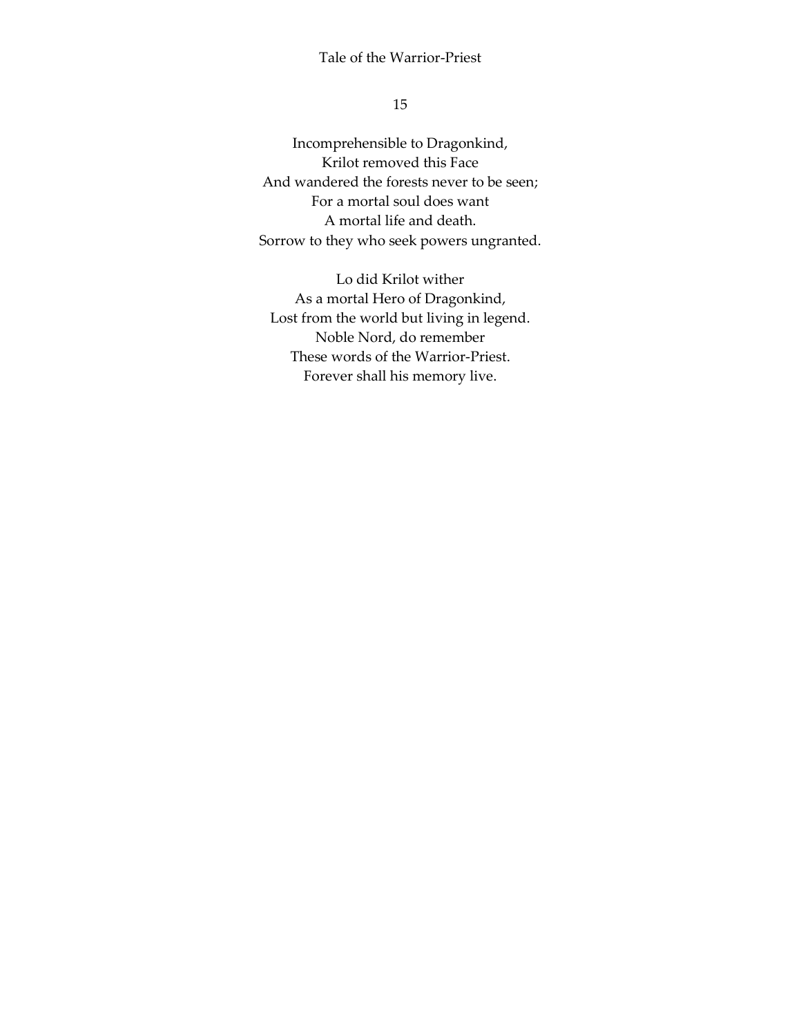## 15

Incomprehensible to Dragonkind,
Krilot removed this Face
And wandered the forests never to be seen;
For a mortal soul does want
A mortal life and death.
Sorrow to they who seek powers ungranted.

Lo did Krilot wither
As a mortal Hero of Dragonkind,
Lost from the world but living in legend.
Noble Nord, do remember
These words of the Warrior-Priest.
Forever shall his memory live.